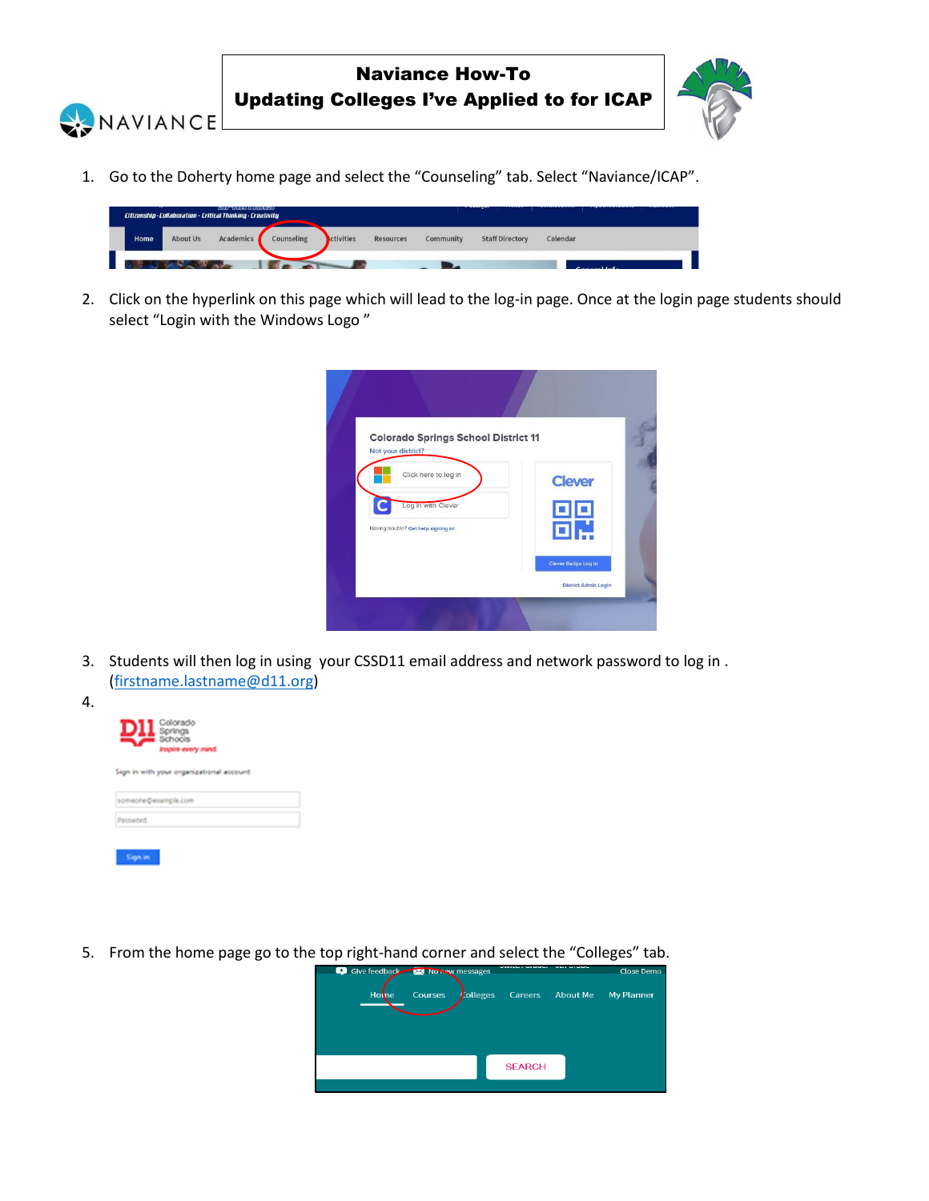# Naviance How-To
## Updating Colleges I've Applied to for ICAP

1. Go to the Doherty home page and select the "Counseling" tab. Select "Naviance/ICAP".

2. Click on the hyperlink on this page which will lead to the log-in page. Once at the login page students should select "Login with the Windows Logo "

3. Students will then log in using your CSSD11 email address and network password to log in . (firstname.lastname@d11.org)

4. 

5. From the home page go to the top right-hand corner and select the "Colleges" tab.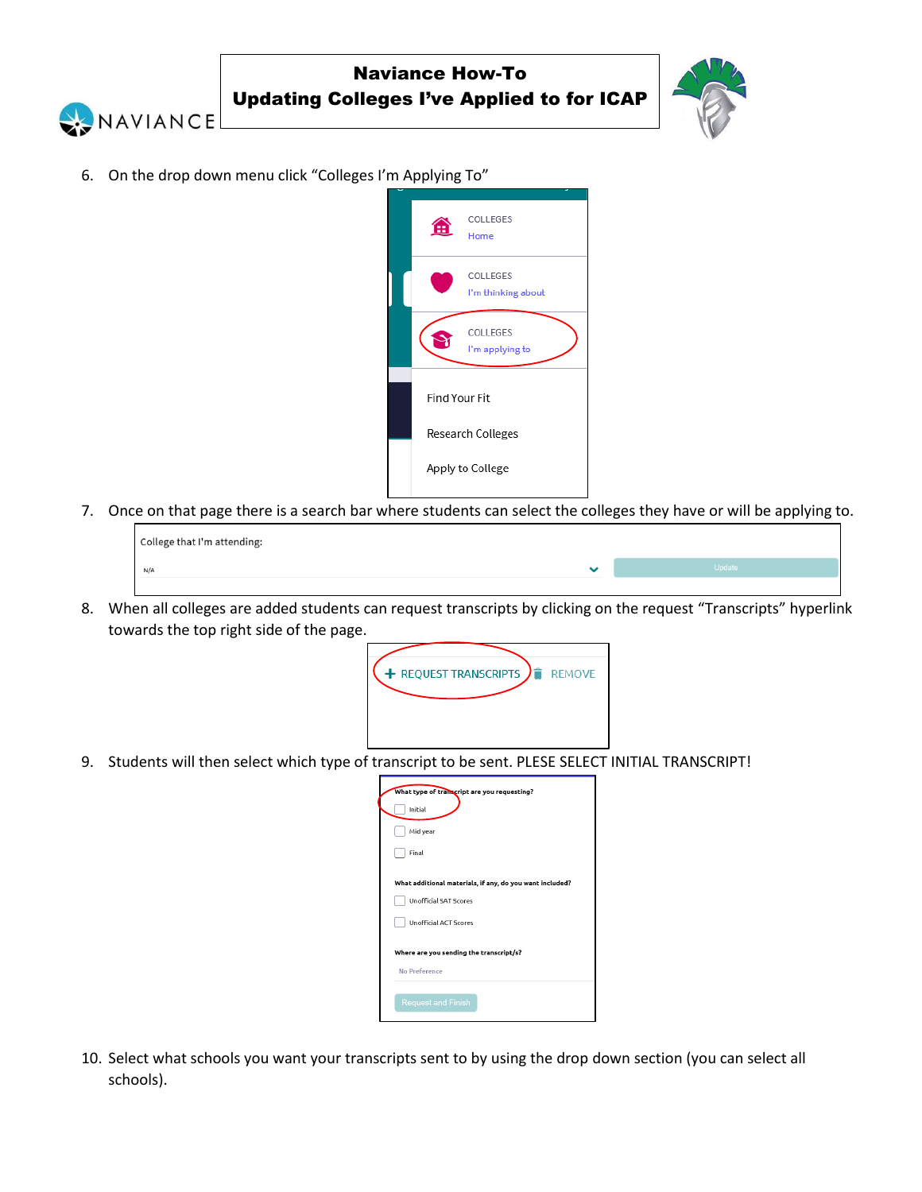# Naviance How-To
## Updating Colleges I've Applied to for ICAP

6. On the drop down menu click "Colleges I'm Applying To"

   COLLEGES
   Home

   COLLEGES
   I'm thinking about

   COLLEGES
   I'm applying to

   Find Your Fit

   Research Colleges

   Apply to College

7. Once on that page there is a search bar where students can select the colleges they have or will be applying to.

   College that I'm attending:

   N/A

   Update

8. When all colleges are added students can request transcripts by clicking on the request "Transcripts" hyperlink towards the top right side of the page.

   + REQUEST TRANSCRIPTS   REMOVE

9. Students will then select which type of transcript to be sent. PLESE SELECT INITIAL TRANSCRIPT!

   What type of transcript are you requesting?
   - Initial
   - Mid year
   - Final

   What additional materials, if any, do you want included?
   - Unofficial SAT Scores
   - Unofficial ACT Scores

   Where are you sending the transcript/s?

   No Preference

   Request and Finish

10. Select what schools you want your transcripts sent to by using the drop down section (you can select all schools).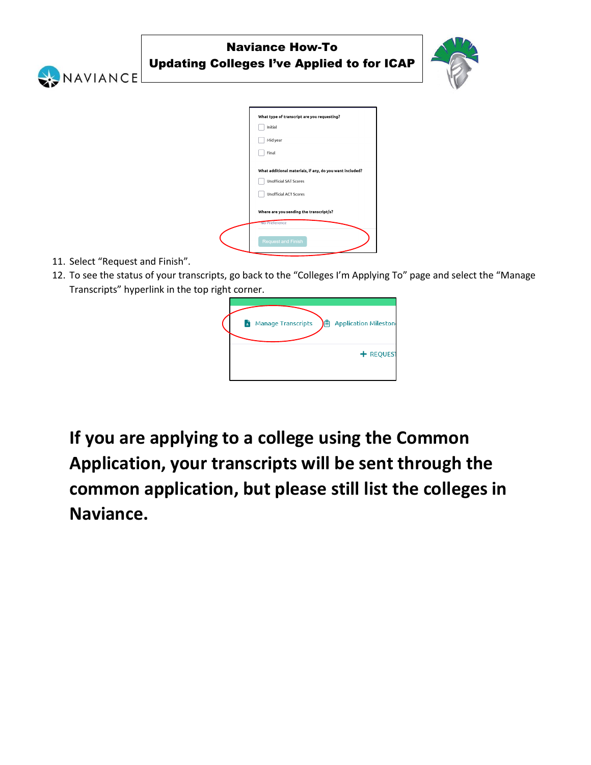**Naviance How-To**
**Updating Colleges I've Applied to for ICAP**

What type of transcript are you requesting?

- Initial
- Mid year
- Final

What additional materials, if any, do you want included?

- Unofficial SAT Scores
- Unofficial ACT Scores

Where are you sending the transcript/s?

No Preference

Request and Finish

11. Select "Request and Finish".
12. To see the status of your transcripts, go back to the "Colleges I'm Applying To" page and select the "Manage Transcripts" hyperlink in the top right corner.

Manage Transcripts    Application Mileston

+ REQUEST

**If you are applying to a college using the Common Application, your transcripts will be sent through the common application, but please still list the colleges in Naviance.**